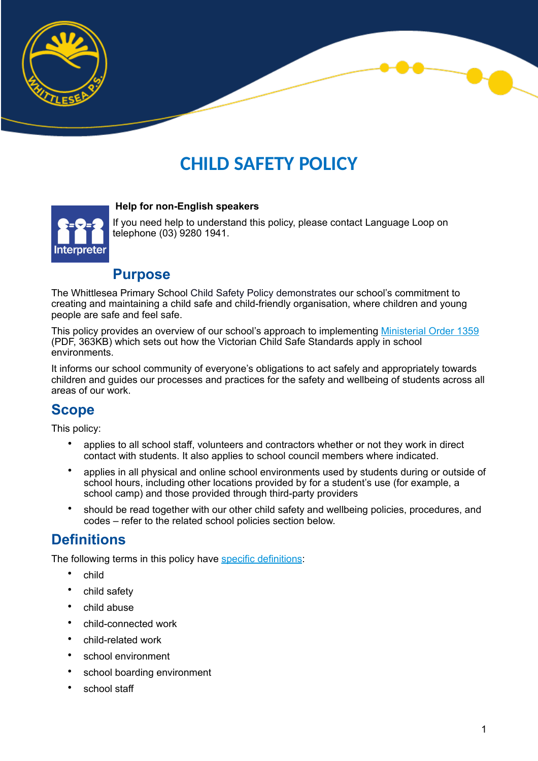# CHILD SAFETY POLICY

**Help for non-English speakers**

If you need help to understand this policy, please contact Language Loop on telephone (03) 9280 1941.

## Purpose

The Whittlesea Primary School Child Safety Policy demonstrates our school's commitment to creating and maintaining a child safe and child-friendly organisation, where children and young people are safe and feel safe.

This policy provides an overview of our school's approach to implementing [Ministerial Order 1359](#) (PDF, 363KB) which sets out how the Victorian Child Safe Standards apply in school environments.

It informs our school community of everyone's obligations to act safely and appropriately towards children and guides our processes and practices for the safety and wellbeing of students across all areas of our work.

## Scope

This policy:

- applies to all school staff, volunteers and contractors whether or not they work in direct contact with students. It also applies to school council members where indicated.
- applies in all physical and online school environments used by students during or outside of school hours, including other locations provided by for a student's use (for example, a school camp) and those provided through third-party providers
- should be read together with our other child safety and wellbeing policies, procedures, and codes – refer to the related school policies section below.

## Definitions

The following terms in this policy have [specific definitions](#):

- child
- child safety
- child abuse
- child-connected work
- child-related work
- school environment
- school boarding environment
- school staff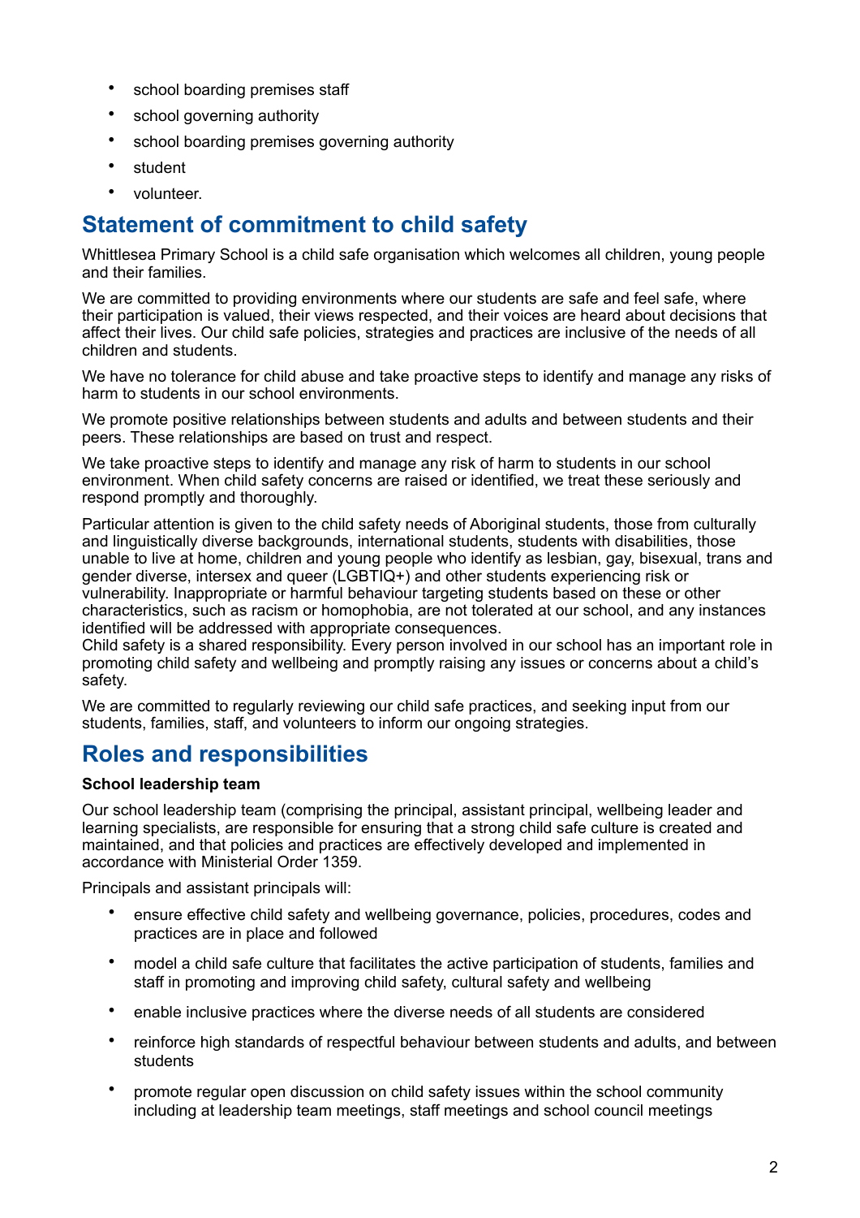- school boarding premises staff
- school governing authority
- school boarding premises governing authority
- student
- volunteer.

## Statement of commitment to child safety

Whittlesea Primary School is a child safe organisation which welcomes all children, young people and their families.

We are committed to providing environments where our students are safe and feel safe, where their participation is valued, their views respected, and their voices are heard about decisions that affect their lives. Our child safe policies, strategies and practices are inclusive of the needs of all children and students.

We have no tolerance for child abuse and take proactive steps to identify and manage any risks of harm to students in our school environments.

We promote positive relationships between students and adults and between students and their peers. These relationships are based on trust and respect.

We take proactive steps to identify and manage any risk of harm to students in our school environment. When child safety concerns are raised or identified, we treat these seriously and respond promptly and thoroughly.

Particular attention is given to the child safety needs of Aboriginal students, those from culturally and linguistically diverse backgrounds, international students, students with disabilities, those unable to live at home, children and young people who identify as lesbian, gay, bisexual, trans and gender diverse, intersex and queer (LGBTIQ+) and other students experiencing risk or vulnerability. Inappropriate or harmful behaviour targeting students based on these or other characteristics, such as racism or homophobia, are not tolerated at our school, and any instances identified will be addressed with appropriate consequences.
Child safety is a shared responsibility. Every person involved in our school has an important role in promoting child safety and wellbeing and promptly raising any issues or concerns about a child's safety.

We are committed to regularly reviewing our child safe practices, and seeking input from our students, families, staff, and volunteers to inform our ongoing strategies.

## Roles and responsibilities

**School leadership team**

Our school leadership team (comprising the principal, assistant principal, wellbeing leader and learning specialists, are responsible for ensuring that a strong child safe culture is created and maintained, and that policies and practices are effectively developed and implemented in accordance with Ministerial Order 1359.

Principals and assistant principals will:

- ensure effective child safety and wellbeing governance, policies, procedures, codes and practices are in place and followed
- model a child safe culture that facilitates the active participation of students, families and staff in promoting and improving child safety, cultural safety and wellbeing
- enable inclusive practices where the diverse needs of all students are considered
- reinforce high standards of respectful behaviour between students and adults, and between students
- promote regular open discussion on child safety issues within the school community including at leadership team meetings, staff meetings and school council meetings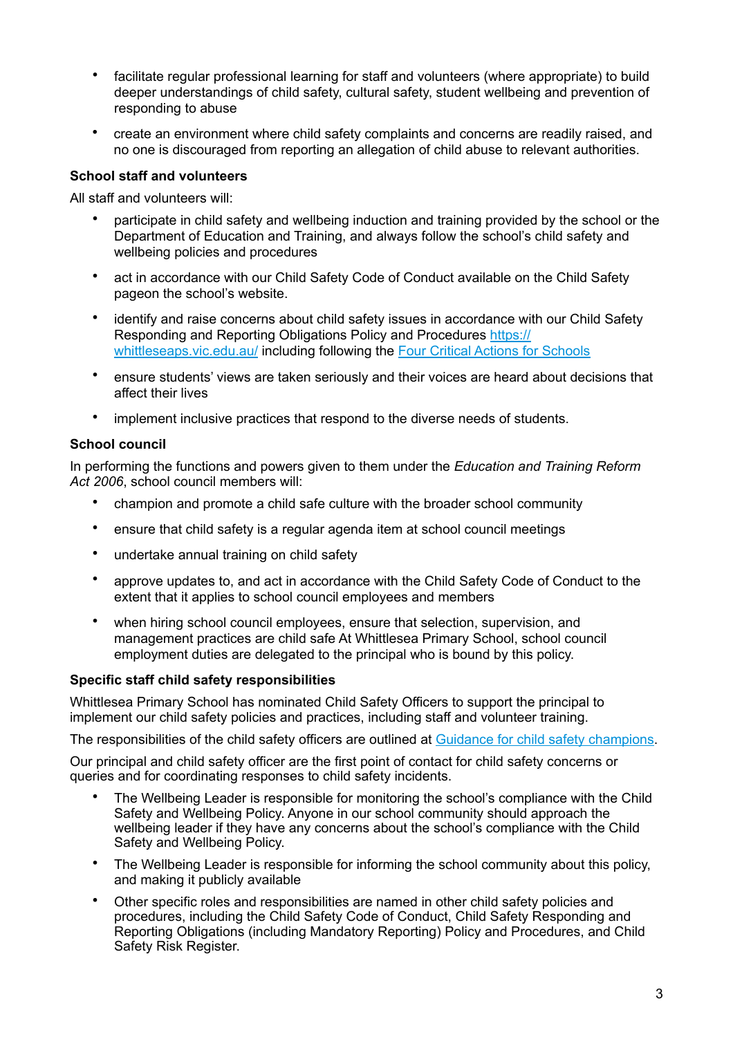- facilitate regular professional learning for staff and volunteers (where appropriate) to build deeper understandings of child safety, cultural safety, student wellbeing and prevention of responding to abuse
- create an environment where child safety complaints and concerns are readily raised, and no one is discouraged from reporting an allegation of child abuse to relevant authorities.

**School staff and volunteers**

All staff and volunteers will:

- participate in child safety and wellbeing induction and training provided by the school or the Department of Education and Training, and always follow the school's child safety and wellbeing policies and procedures
- act in accordance with our Child Safety Code of Conduct available on the Child Safety pageon the school's website.
- identify and raise concerns about child safety issues in accordance with our Child Safety Responding and Reporting Obligations Policy and Procedures [https://whittleseaps.vic.edu.au/](https://whittleseaps.vic.edu.au/) including following the [Four Critical Actions for Schools]()
- ensure students' views are taken seriously and their voices are heard about decisions that affect their lives
- implement inclusive practices that respond to the diverse needs of students.

**School council**

In performing the functions and powers given to them under the *Education and Training Reform Act 2006*, school council members will:

- champion and promote a child safe culture with the broader school community
- ensure that child safety is a regular agenda item at school council meetings
- undertake annual training on child safety
- approve updates to, and act in accordance with the Child Safety Code of Conduct to the extent that it applies to school council employees and members
- when hiring school council employees, ensure that selection, supervision, and management practices are child safe At Whittlesea Primary School, school council employment duties are delegated to the principal who is bound by this policy.

**Specific staff child safety responsibilities**

Whittlesea Primary School has nominated Child Safety Officers to support the principal to implement our child safety policies and practices, including staff and volunteer training.

The responsibilities of the child safety officers are outlined at [Guidance for child safety champions]().

Our principal and child safety officer are the first point of contact for child safety concerns or queries and for coordinating responses to child safety incidents.

- The Wellbeing Leader is responsible for monitoring the school's compliance with the Child Safety and Wellbeing Policy. Anyone in our school community should approach the wellbeing leader if they have any concerns about the school's compliance with the Child Safety and Wellbeing Policy.
- The Wellbeing Leader is responsible for informing the school community about this policy, and making it publicly available
- Other specific roles and responsibilities are named in other child safety policies and procedures, including the Child Safety Code of Conduct, Child Safety Responding and Reporting Obligations (including Mandatory Reporting) Policy and Procedures, and Child Safety Risk Register.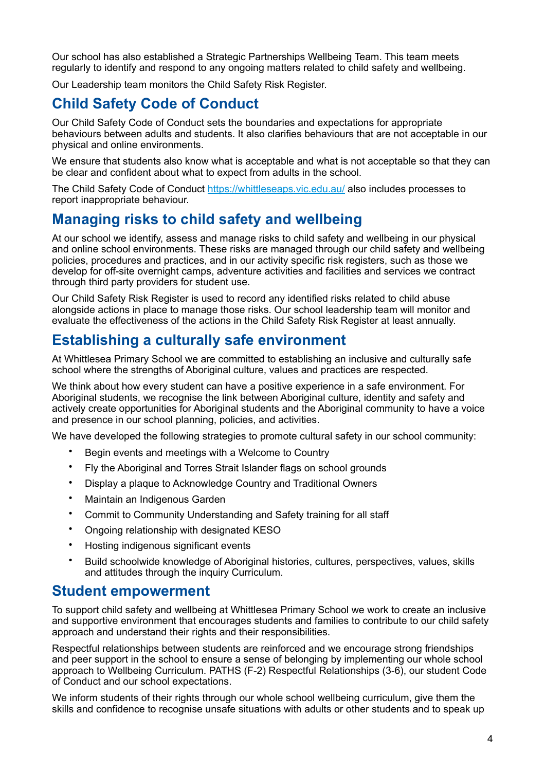Our school has also established a Strategic Partnerships Wellbeing Team. This team meets regularly to identify and respond to any ongoing matters related to child safety and wellbeing.

Our Leadership team monitors the Child Safety Risk Register.

## Child Safety Code of Conduct

Our Child Safety Code of Conduct sets the boundaries and expectations for appropriate behaviours between adults and students. It also clarifies behaviours that are not acceptable in our physical and online environments.

We ensure that students also know what is acceptable and what is not acceptable so that they can be clear and confident about what to expect from adults in the school.

The Child Safety Code of Conduct [https://whittleseaps.vic.edu.au/](https://whittleseaps.vic.edu.au/) also includes processes to report inappropriate behaviour.

## Managing risks to child safety and wellbeing

At our school we identify, assess and manage risks to child safety and wellbeing in our physical and online school environments. These risks are managed through our child safety and wellbeing policies, procedures and practices, and in our activity specific risk registers, such as those we develop for off-site overnight camps, adventure activities and facilities and services we contract through third party providers for student use.

Our Child Safety Risk Register is used to record any identified risks related to child abuse alongside actions in place to manage those risks. Our school leadership team will monitor and evaluate the effectiveness of the actions in the Child Safety Risk Register at least annually.

## Establishing a culturally safe environment

At Whittlesea Primary School we are committed to establishing an inclusive and culturally safe school where the strengths of Aboriginal culture, values and practices are respected.

We think about how every student can have a positive experience in a safe environment. For Aboriginal students, we recognise the link between Aboriginal culture, identity and safety and actively create opportunities for Aboriginal students and the Aboriginal community to have a voice and presence in our school planning, policies, and activities.

We have developed the following strategies to promote cultural safety in our school community:

- Begin events and meetings with a Welcome to Country
- Fly the Aboriginal and Torres Strait Islander flags on school grounds
- Display a plaque to Acknowledge Country and Traditional Owners
- Maintain an Indigenous Garden
- Commit to Community Understanding and Safety training for all staff
- Ongoing relationship with designated KESO
- Hosting indigenous significant events
- Build schoolwide knowledge of Aboriginal histories, cultures, perspectives, values, skills and attitudes through the inquiry Curriculum.

## Student empowerment

To support child safety and wellbeing at Whittlesea Primary School we work to create an inclusive and supportive environment that encourages students and families to contribute to our child safety approach and understand their rights and their responsibilities.

Respectful relationships between students are reinforced and we encourage strong friendships and peer support in the school to ensure a sense of belonging by implementing our whole school approach to Wellbeing Curriculum. PATHS (F-2) Respectful Relationships (3-6), our student Code of Conduct and our school expectations.

We inform students of their rights through our whole school wellbeing curriculum, give them the skills and confidence to recognise unsafe situations with adults or other students and to speak up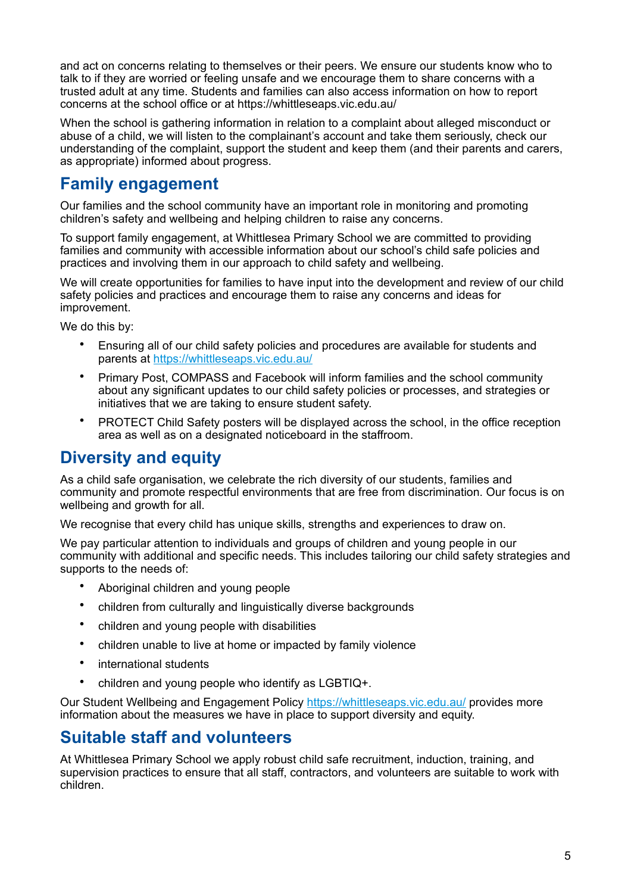and act on concerns relating to themselves or their peers. We ensure our students know who to talk to if they are worried or feeling unsafe and we encourage them to share concerns with a trusted adult at any time. Students and families can also access information on how to report concerns at the school office or at https://whittleseaps.vic.edu.au/

When the school is gathering information in relation to a complaint about alleged misconduct or abuse of a child, we will listen to the complainant's account and take them seriously, check our understanding of the complaint, support the student and keep them (and their parents and carers, as appropriate) informed about progress.

## Family engagement

Our families and the school community have an important role in monitoring and promoting children's safety and wellbeing and helping children to raise any concerns.

To support family engagement, at Whittlesea Primary School we are committed to providing families and community with accessible information about our school's child safe policies and practices and involving them in our approach to child safety and wellbeing.

We will create opportunities for families to have input into the development and review of our child safety policies and practices and encourage them to raise any concerns and ideas for improvement.

We do this by:

- Ensuring all of our child safety policies and procedures are available for students and parents at https://whittleseaps.vic.edu.au/
- Primary Post, COMPASS and Facebook will inform families and the school community about any significant updates to our child safety policies or processes, and strategies or initiatives that we are taking to ensure student safety.
- PROTECT Child Safety posters will be displayed across the school, in the office reception area as well as on a designated noticeboard in the staffroom.

## Diversity and equity

As a child safe organisation, we celebrate the rich diversity of our students, families and community and promote respectful environments that are free from discrimination. Our focus is on wellbeing and growth for all.

We recognise that every child has unique skills, strengths and experiences to draw on.

We pay particular attention to individuals and groups of children and young people in our community with additional and specific needs. This includes tailoring our child safety strategies and supports to the needs of:

- Aboriginal children and young people
- children from culturally and linguistically diverse backgrounds
- children and young people with disabilities
- children unable to live at home or impacted by family violence
- international students
- children and young people who identify as LGBTIQ+.

Our Student Wellbeing and Engagement Policy https://whittleseaps.vic.edu.au/ provides more information about the measures we have in place to support diversity and equity.

## Suitable staff and volunteers

At Whittlesea Primary School we apply robust child safe recruitment, induction, training, and supervision practices to ensure that all staff, contractors, and volunteers are suitable to work with children.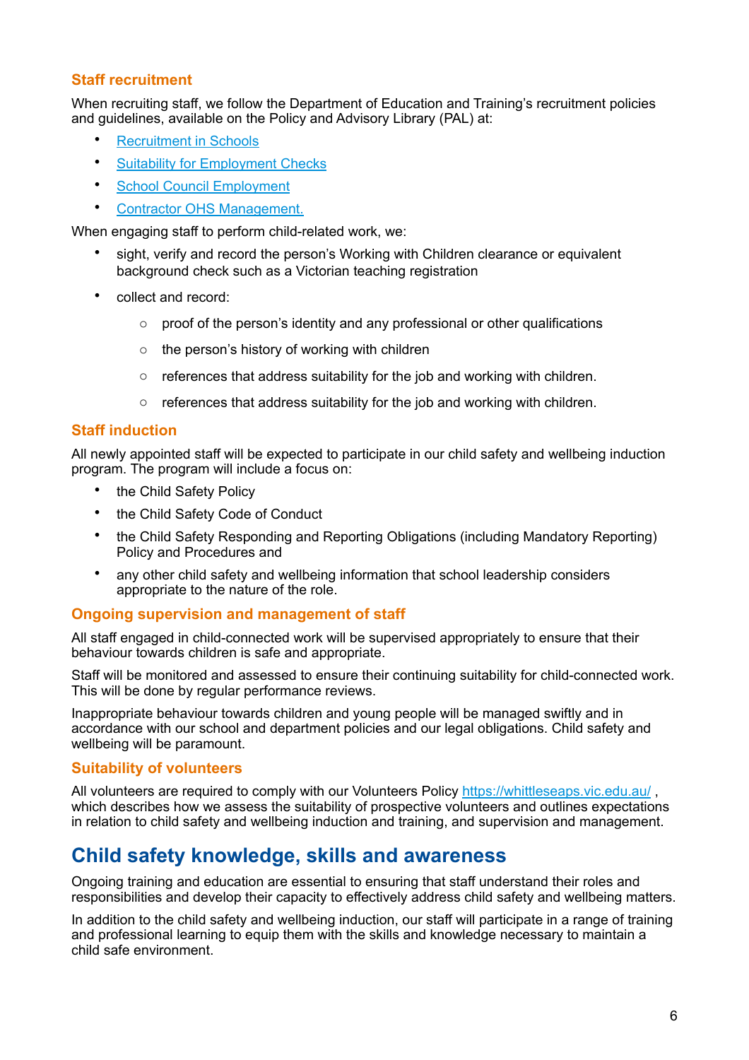### Staff recruitment

When recruiting staff, we follow the Department of Education and Training's recruitment policies and guidelines, available on the Policy and Advisory Library (PAL) at:

- [Recruitment in Schools]()
- [Suitability for Employment Checks]()
- [School Council Employment]()
- [Contractor OHS Management.]()

When engaging staff to perform child-related work, we:

- sight, verify and record the person's Working with Children clearance or equivalent background check such as a Victorian teaching registration
- collect and record:
  - proof of the person's identity and any professional or other qualifications
  - the person's history of working with children
  - references that address suitability for the job and working with children.
  - references that address suitability for the job and working with children.

### Staff induction

All newly appointed staff will be expected to participate in our child safety and wellbeing induction program. The program will include a focus on:

- the Child Safety Policy
- the Child Safety Code of Conduct
- the Child Safety Responding and Reporting Obligations (including Mandatory Reporting) Policy and Procedures and
- any other child safety and wellbeing information that school leadership considers appropriate to the nature of the role.

### Ongoing supervision and management of staff

All staff engaged in child-connected work will be supervised appropriately to ensure that their behaviour towards children is safe and appropriate.

Staff will be monitored and assessed to ensure their continuing suitability for child-connected work. This will be done by regular performance reviews.

Inappropriate behaviour towards children and young people will be managed swiftly and in accordance with our school and department policies and our legal obligations. Child safety and wellbeing will be paramount.

### Suitability of volunteers

All volunteers are required to comply with our Volunteers Policy https://whittleseaps.vic.edu.au/ , which describes how we assess the suitability of prospective volunteers and outlines expectations in relation to child safety and wellbeing induction and training, and supervision and management.

## Child safety knowledge, skills and awareness

Ongoing training and education are essential to ensuring that staff understand their roles and responsibilities and develop their capacity to effectively address child safety and wellbeing matters.

In addition to the child safety and wellbeing induction, our staff will participate in a range of training and professional learning to equip them with the skills and knowledge necessary to maintain a child safe environment.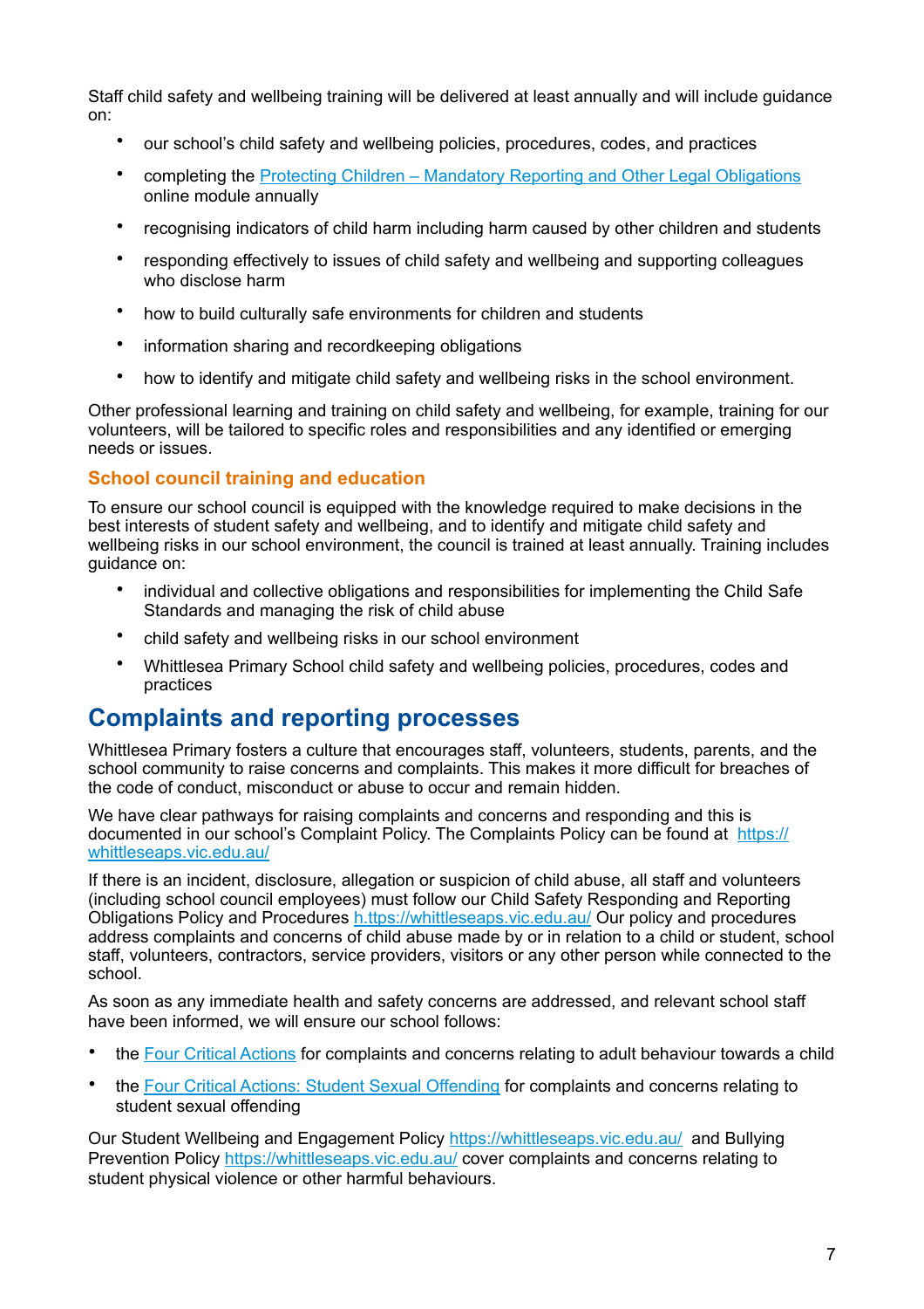Staff child safety and wellbeing training will be delivered at least annually and will include guidance on:

- our school's child safety and wellbeing policies, procedures, codes, and practices
- completing the [Protecting Children – Mandatory Reporting and Other Legal Obligations](#) online module annually
- recognising indicators of child harm including harm caused by other children and students
- responding effectively to issues of child safety and wellbeing and supporting colleagues who disclose harm
- how to build culturally safe environments for children and students
- information sharing and recordkeeping obligations
- how to identify and mitigate child safety and wellbeing risks in the school environment.

Other professional learning and training on child safety and wellbeing, for example, training for our volunteers, will be tailored to specific roles and responsibilities and any identified or emerging needs or issues.

### School council training and education

To ensure our school council is equipped with the knowledge required to make decisions in the best interests of student safety and wellbeing, and to identify and mitigate child safety and wellbeing risks in our school environment, the council is trained at least annually. Training includes guidance on:

- individual and collective obligations and responsibilities for implementing the Child Safe Standards and managing the risk of child abuse
- child safety and wellbeing risks in our school environment
- Whittlesea Primary School child safety and wellbeing policies, procedures, codes and practices

## Complaints and reporting processes

Whittlesea Primary fosters a culture that encourages staff, volunteers, students, parents, and the school community to raise concerns and complaints. This makes it more difficult for breaches of the code of conduct, misconduct or abuse to occur and remain hidden.

We have clear pathways for raising complaints and concerns and responding and this is documented in our school's Complaint Policy. The Complaints Policy can be found at [https://whittleseaps.vic.edu.au/](https://whittleseaps.vic.edu.au/)

If there is an incident, disclosure, allegation or suspicion of child abuse, all staff and volunteers (including school council employees) must follow our Child Safety Responding and Reporting Obligations Policy and Procedures [h.ttps://whittleseaps.vic.edu.au/](https://whittleseaps.vic.edu.au/) Our policy and procedures address complaints and concerns of child abuse made by or in relation to a child or student, school staff, volunteers, contractors, service providers, visitors or any other person while connected to the school.

As soon as any immediate health and safety concerns are addressed, and relevant school staff have been informed, we will ensure our school follows:

- the [Four Critical Actions](#) for complaints and concerns relating to adult behaviour towards a child
- the [Four Critical Actions: Student Sexual Offending](#) for complaints and concerns relating to student sexual offending

Our Student Wellbeing and Engagement Policy [https://whittleseaps.vic.edu.au/](https://whittleseaps.vic.edu.au/) and Bullying Prevention Policy [https://whittleseaps.vic.edu.au/](https://whittleseaps.vic.edu.au/) cover complaints and concerns relating to student physical violence or other harmful behaviours.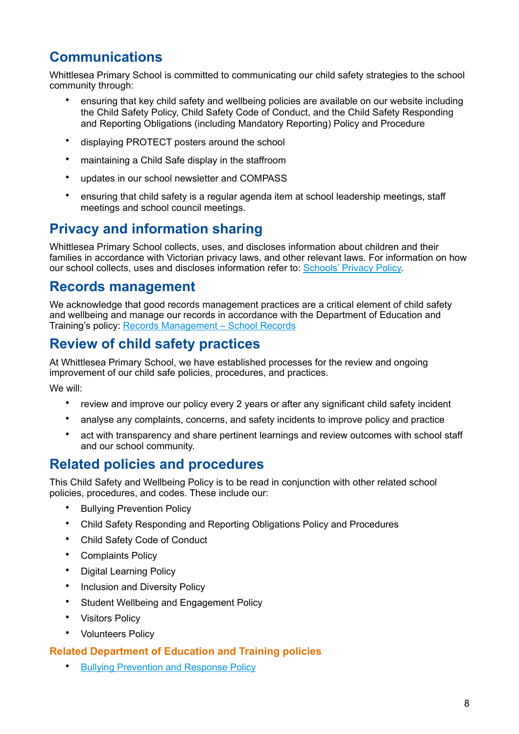## Communications

Whittlesea Primary School is committed to communicating our child safety strategies to the school community through:

- ensuring that key child safety and wellbeing policies are available on our website including the Child Safety Policy, Child Safety Code of Conduct, and the Child Safety Responding and Reporting Obligations (including Mandatory Reporting) Policy and Procedure
- displaying PROTECT posters around the school
- maintaining a Child Safe display in the staffroom
- updates in our school newsletter and COMPASS
- ensuring that child safety is a regular agenda item at school leadership meetings, staff meetings and school council meetings.

## Privacy and information sharing

Whittlesea Primary School collects, uses, and discloses information about children and their families in accordance with Victorian privacy laws, and other relevant laws. For information on how our school collects, uses and discloses information refer to: [Schools' Privacy Policy](). 

## Records management

We acknowledge that good records management practices are a critical element of child safety and wellbeing and manage our records in accordance with the Department of Education and Training's policy: [Records Management – School Records]()

## Review of child safety practices

At Whittlesea Primary School, we have established processes for the review and ongoing improvement of our child safe policies, procedures, and practices.

We will:

- review and improve our policy every 2 years or after any significant child safety incident
- analyse any complaints, concerns, and safety incidents to improve policy and practice
- act with transparency and share pertinent learnings and review outcomes with school staff and our school community.

## Related policies and procedures

This Child Safety and Wellbeing Policy is to be read in conjunction with other related school policies, procedures, and codes. These include our:

- Bullying Prevention Policy
- Child Safety Responding and Reporting Obligations Policy and Procedures
- Child Safety Code of Conduct
- Complaints Policy
- Digital Learning Policy
- Inclusion and Diversity Policy
- Student Wellbeing and Engagement Policy
- Visitors Policy
- Volunteers Policy

### Related Department of Education and Training policies

- [Bullying Prevention and Response Policy]()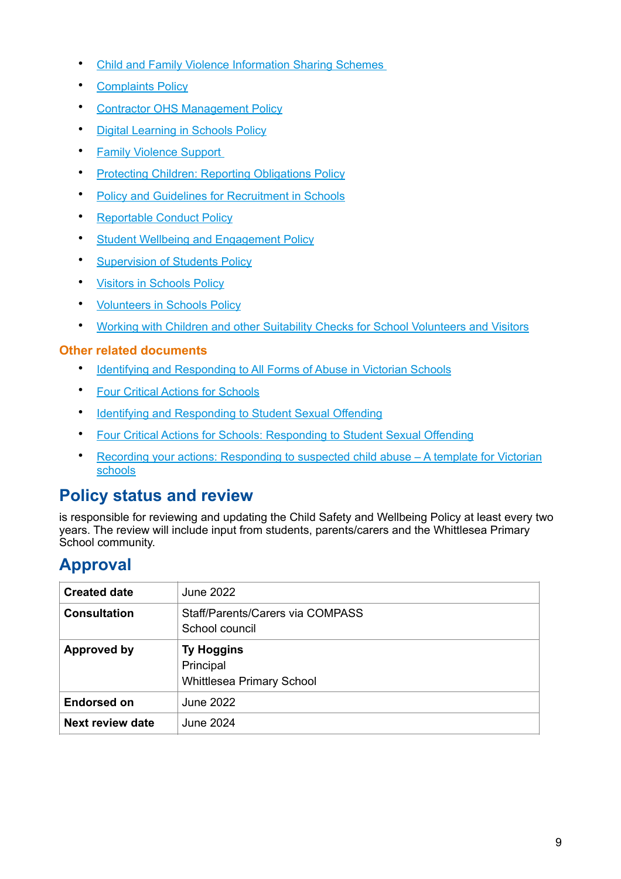- Child and Family Violence Information Sharing Schemes
- Complaints Policy
- Contractor OHS Management Policy
- Digital Learning in Schools Policy
- Family Violence Support
- Protecting Children: Reporting Obligations Policy
- Policy and Guidelines for Recruitment in Schools
- Reportable Conduct Policy
- Student Wellbeing and Engagement Policy
- Supervision of Students Policy
- Visitors in Schools Policy
- Volunteers in Schools Policy
- Working with Children and other Suitability Checks for School Volunteers and Visitors

### Other related documents

- Identifying and Responding to All Forms of Abuse in Victorian Schools
- Four Critical Actions for Schools
- Identifying and Responding to Student Sexual Offending
- Four Critical Actions for Schools: Responding to Student Sexual Offending
- Recording your actions: Responding to suspected child abuse – A template for Victorian schools

## Policy status and review

is responsible for reviewing and updating the Child Safety and Wellbeing Policy at least every two years. The review will include input from students, parents/carers and the Whittlesea Primary School community.

## Approval

| | |
|---|---|
| **Created date** | June 2022 |
| **Consultation** | Staff/Parents/Carers via COMPASS<br>School council |
| **Approved by** | **Ty Hoggins**<br>Principal<br>Whittlesea Primary School |
| **Endorsed on** | June 2022 |
| **Next review date** | June 2024 |